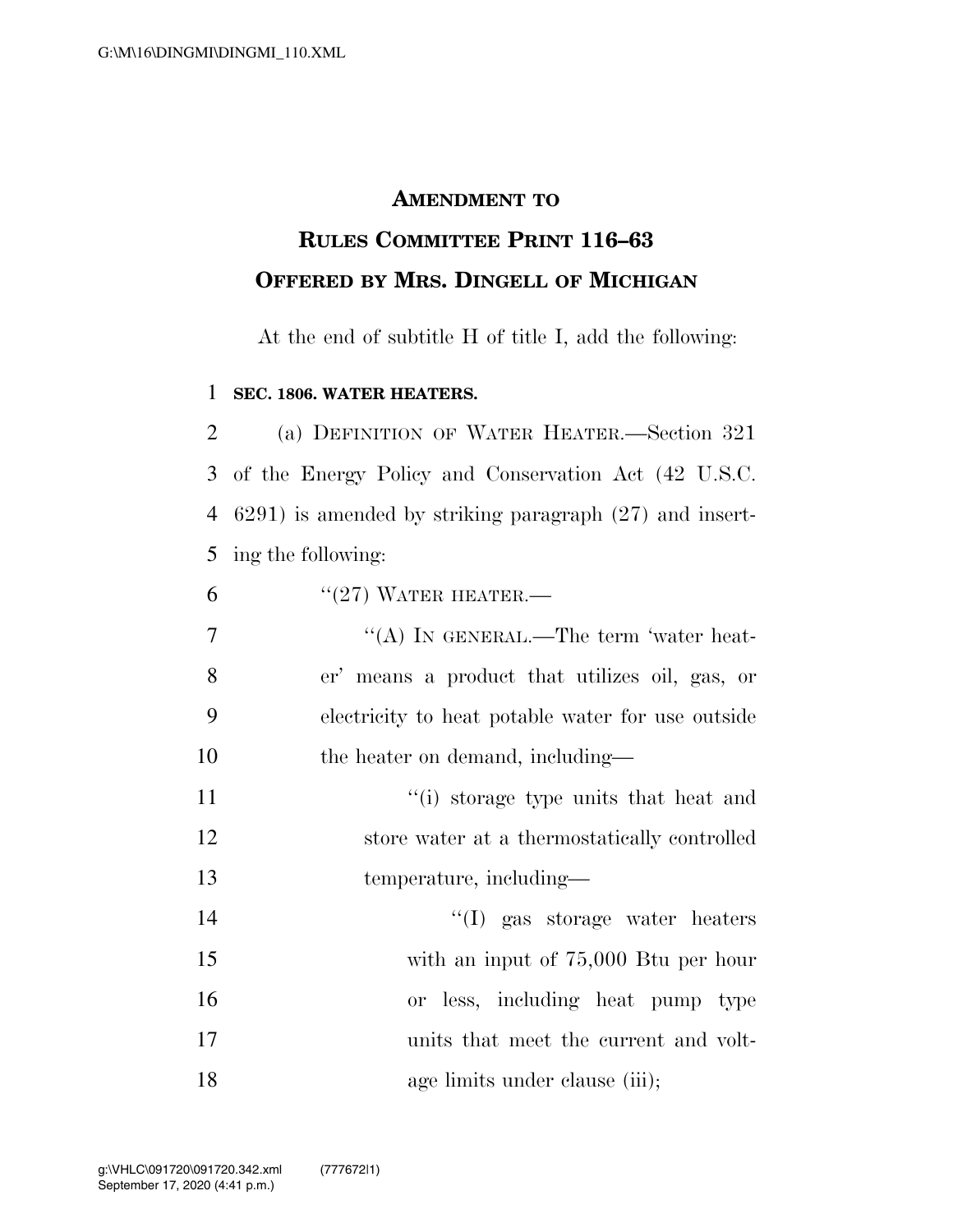# AMENDMENT TO RULES COMMITTEE PRINT 116–63 OFFERED BY MRS. DINGELL OF MICHIGAN

At the end of subtitle H of title I, add the following:

**SEC. 1806. WATER HEATERS.**

(a) DEFINITION OF WATER HEATER.—Section 321 of the Energy Policy and Conservation Act (42 U.S.C. 6291) is amended by striking paragraph (27) and inserting the following:

"(27) WATER HEATER.—

"(A) IN GENERAL.—The term 'water heater' means a product that utilizes oil, gas, or electricity to heat potable water for use outside the heater on demand, including—

"(i) storage type units that heat and store water at a thermostatically controlled temperature, including—

"(I) gas storage water heaters with an input of 75,000 Btu per hour or less, including heat pump type units that meet the current and voltage limits under clause (iii);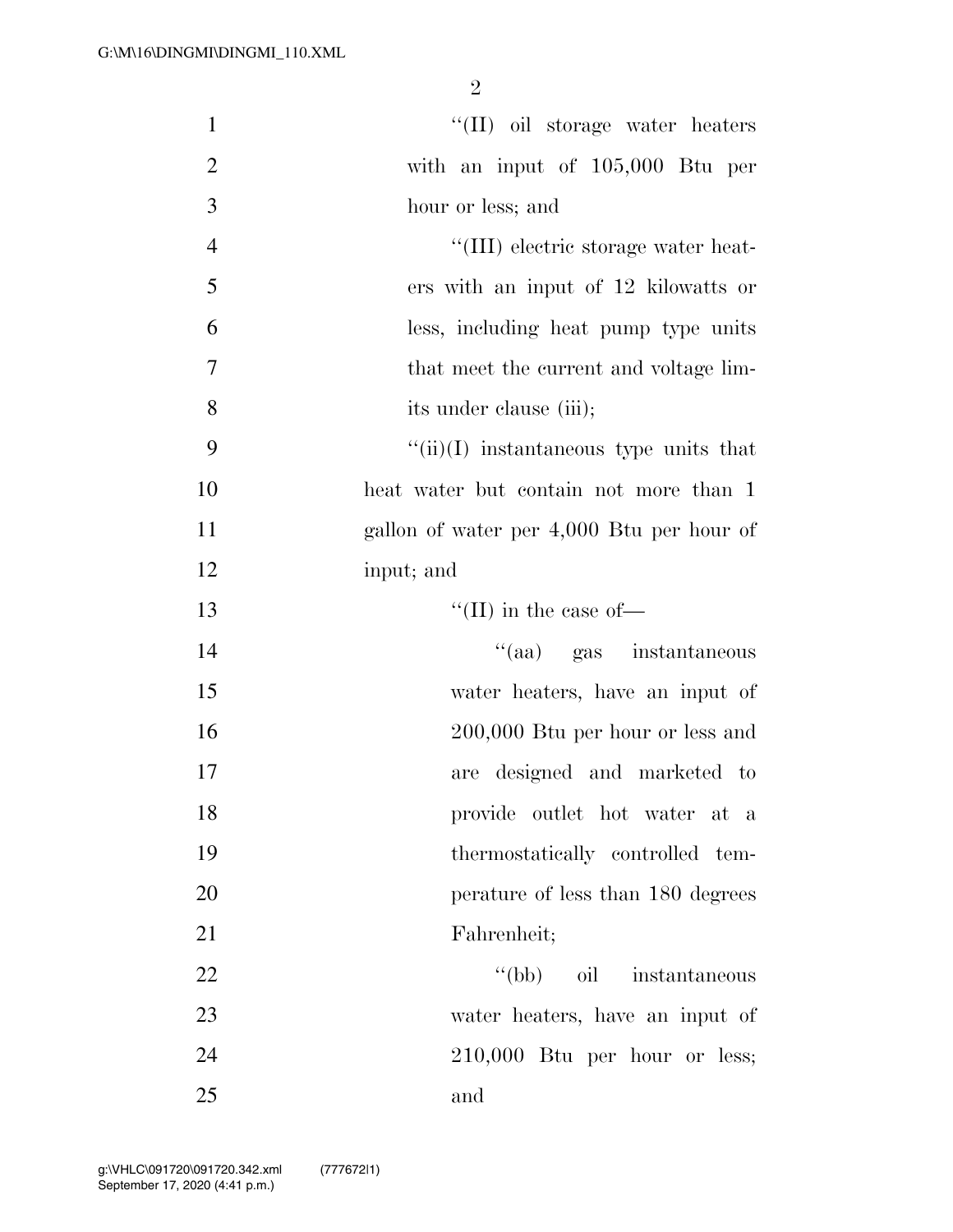''(II) oil storage water heaters with an input of 105,000 Btu per hour or less; and

''(III) electric storage water heaters with an input of 12 kilowatts or less, including heat pump type units that meet the current and voltage limits under clause (iii);

''(ii)(I) instantaneous type units that heat water but contain not more than 1 gallon of water per 4,000 Btu per hour of input; and

''(II) in the case of—

''(aa) gas instantaneous water heaters, have an input of 200,000 Btu per hour or less and are designed and marketed to provide outlet hot water at a thermostatically controlled temperature of less than 180 degrees Fahrenheit;

''(bb) oil instantaneous water heaters, have an input of 210,000 Btu per hour or less; and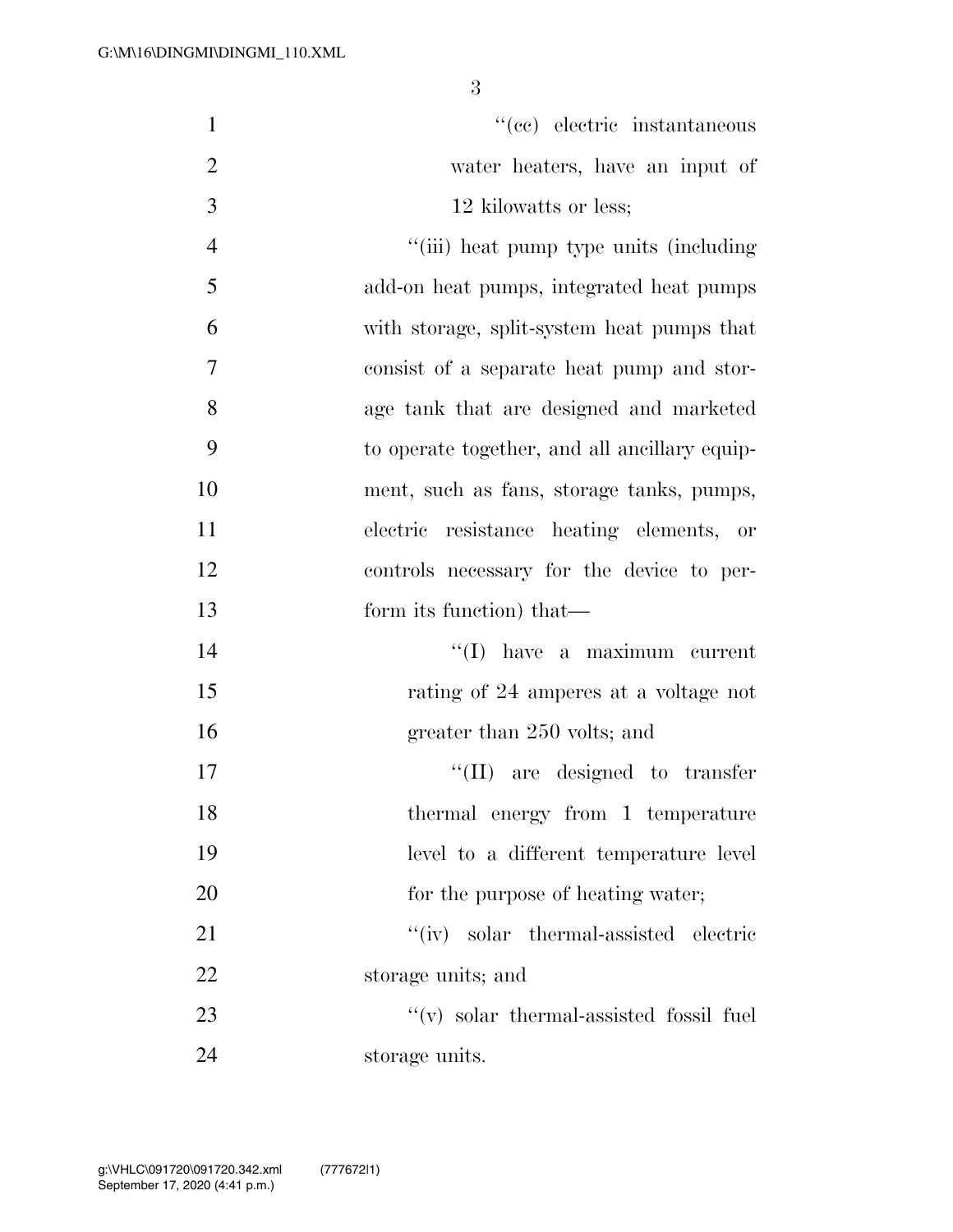''(cc) electric instantaneous water heaters, have an input of 12 kilowatts or less;

''(iii) heat pump type units (including add-on heat pumps, integrated heat pumps with storage, split-system heat pumps that consist of a separate heat pump and storage tank that are designed and marketed to operate together, and all ancillary equipment, such as fans, storage tanks, pumps, electric resistance heating elements, or controls necessary for the device to perform its function) that—

''(I) have a maximum current rating of 24 amperes at a voltage not greater than 250 volts; and

''(II) are designed to transfer thermal energy from 1 temperature level to a different temperature level for the purpose of heating water;

''(iv) solar thermal-assisted electric storage units; and

''(v) solar thermal-assisted fossil fuel storage units.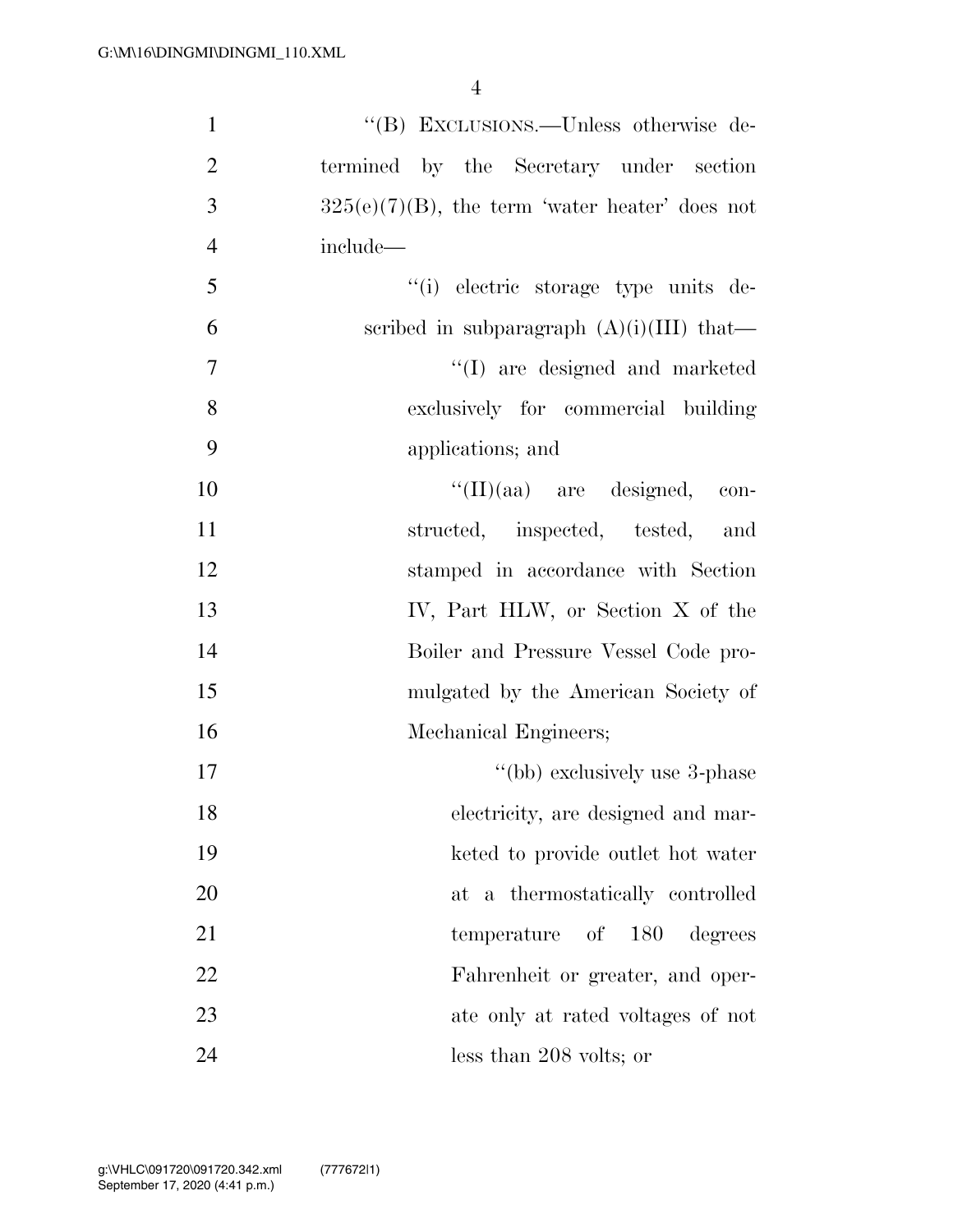''(B) EXCLUSIONS.—Unless otherwise determined by the Secretary under section 325(e)(7)(B), the term 'water heater' does not include—

''(i) electric storage type units described in subparagraph (A)(i)(III) that—

''(I) are designed and marketed exclusively for commercial building applications; and

''(II)(aa) are designed, constructed, inspected, tested, and stamped in accordance with Section IV, Part HLW, or Section X of the Boiler and Pressure Vessel Code promulgated by the American Society of Mechanical Engineers;

''(bb) exclusively use 3-phase electricity, are designed and marketed to provide outlet hot water at a thermostatically controlled temperature of 180 degrees Fahrenheit or greater, and operate only at rated voltages of not less than 208 volts; or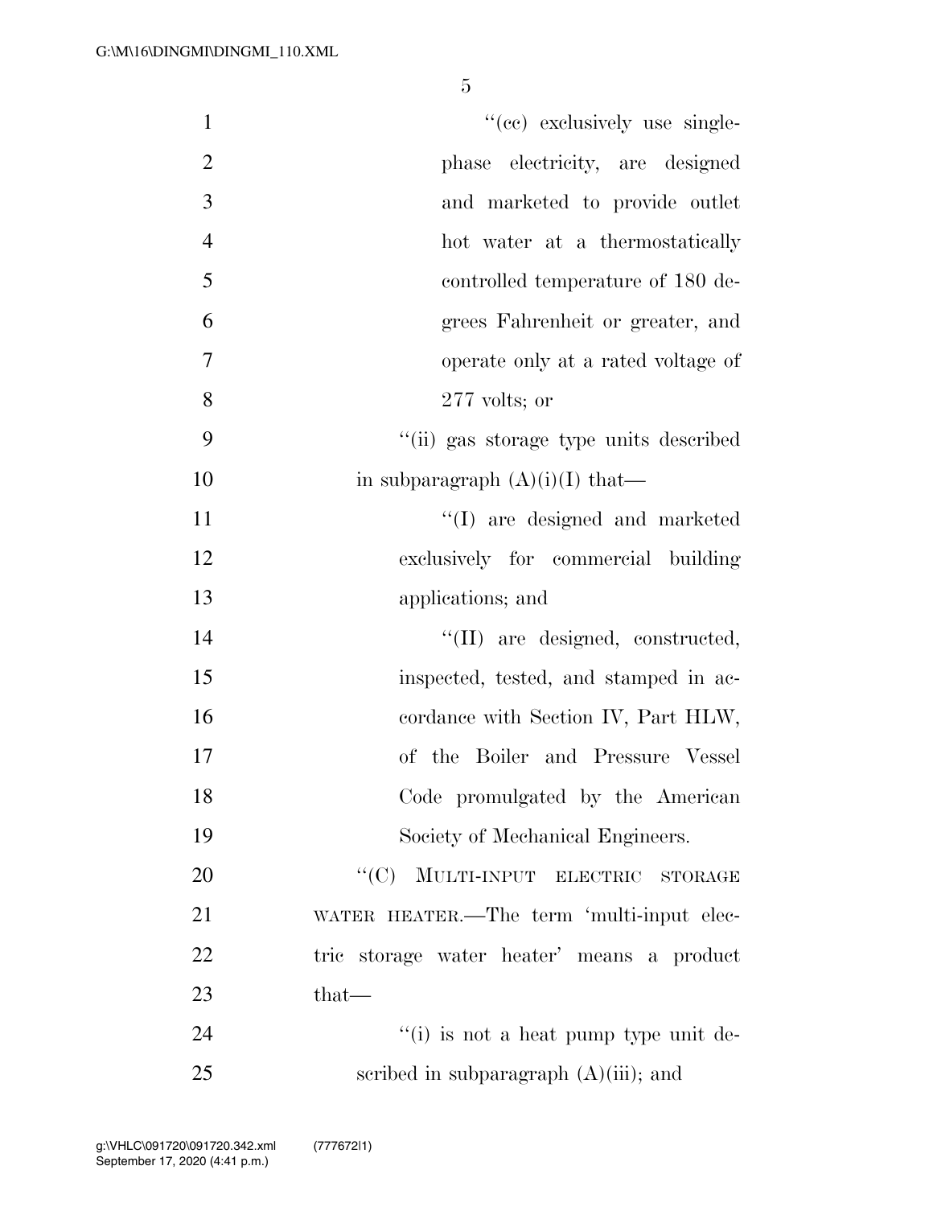"(cc) exclusively use single-phase electricity, are designed and marketed to provide outlet hot water at a thermostatically controlled temperature of 180 degrees Fahrenheit or greater, and operate only at a rated voltage of 277 volts; or

"(ii) gas storage type units described in subparagraph (A)(i)(I) that—

"(I) are designed and marketed exclusively for commercial building applications; and

"(II) are designed, constructed, inspected, tested, and stamped in accordance with Section IV, Part HLW, of the Boiler and Pressure Vessel Code promulgated by the American Society of Mechanical Engineers.

"(C) MULTI-INPUT ELECTRIC STORAGE WATER HEATER.—The term 'multi-input electric storage water heater' means a product that—

"(i) is not a heat pump type unit described in subparagraph (A)(iii); and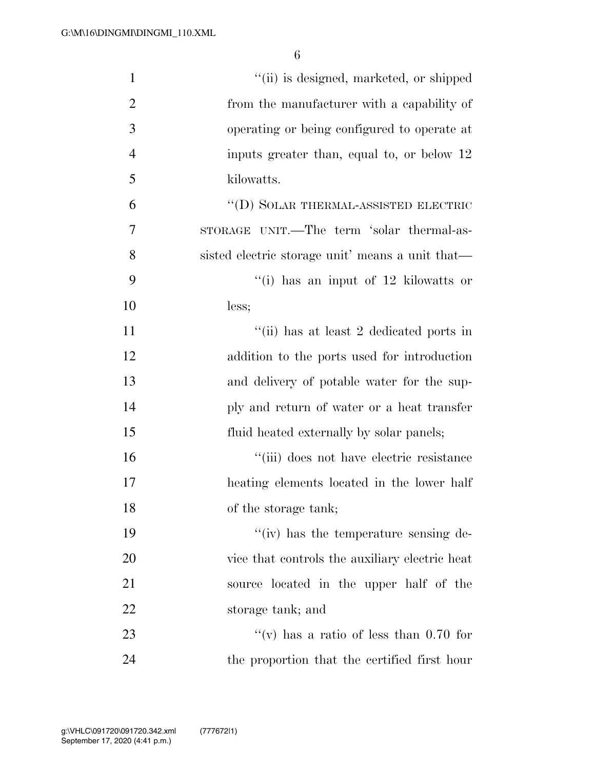"(ii) is designed, marketed, or shipped from the manufacturer with a capability of operating or being configured to operate at inputs greater than, equal to, or below 12 kilowatts.

"(D) SOLAR THERMAL-ASSISTED ELECTRIC STORAGE UNIT.—The term 'solar thermal-assisted electric storage unit' means a unit that—

"(i) has an input of 12 kilowatts or less;

"(ii) has at least 2 dedicated ports in addition to the ports used for introduction and delivery of potable water for the supply and return of water or a heat transfer fluid heated externally by solar panels;

"(iii) does not have electric resistance heating elements located in the lower half of the storage tank;

"(iv) has the temperature sensing device that controls the auxiliary electric heat source located in the upper half of the storage tank; and

"(v) has a ratio of less than 0.70 for the proportion that the certified first hour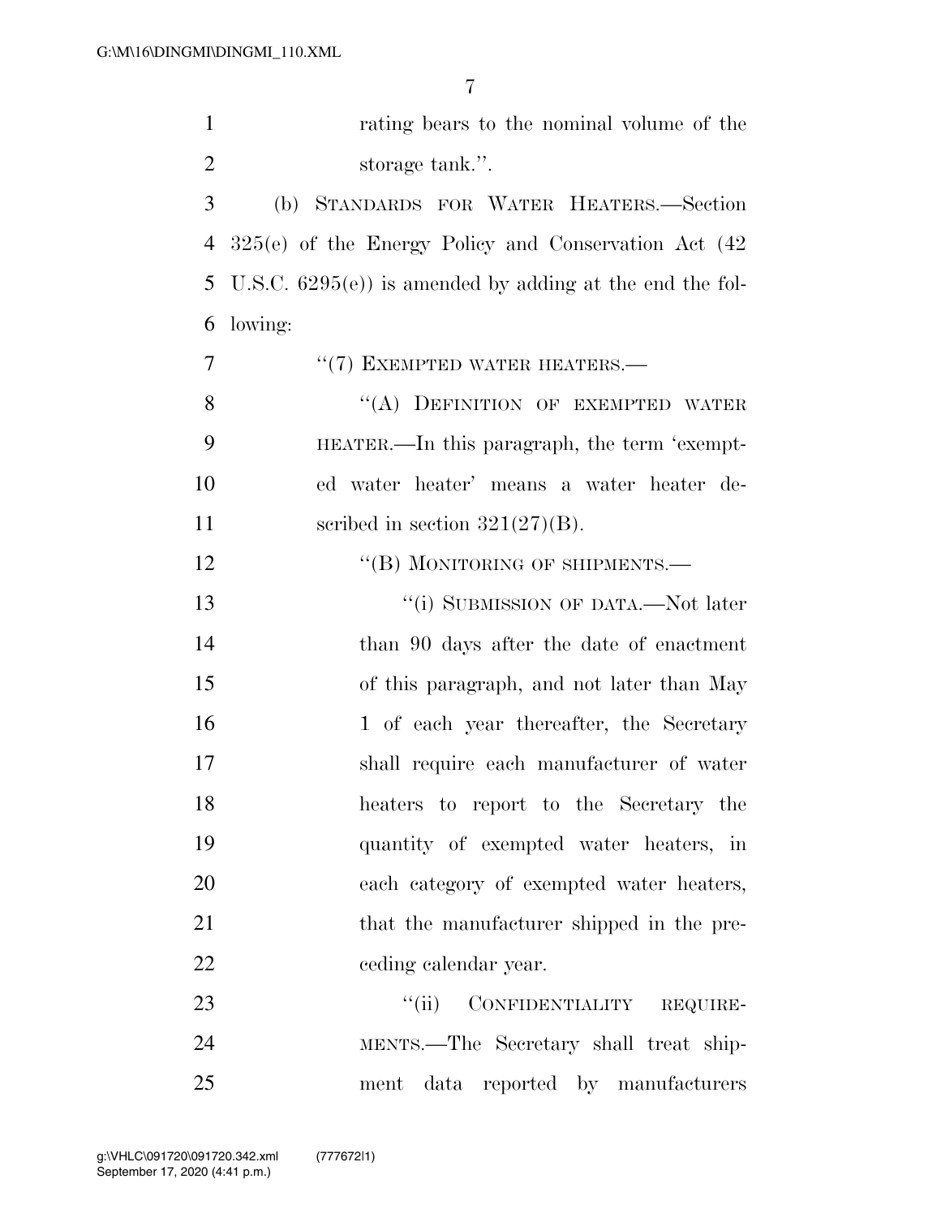rating bears to the nominal volume of the storage tank.''.

(b) STANDARDS FOR WATER HEATERS.—Section 325(e) of the Energy Policy and Conservation Act (42 U.S.C. 6295(e)) is amended by adding at the end the following:

''(7) EXEMPTED WATER HEATERS.—

''(A) DEFINITION OF EXEMPTED WATER HEATER.—In this paragraph, the term 'exempted water heater' means a water heater described in section 321(27)(B).

''(B) MONITORING OF SHIPMENTS.—

''(i) SUBMISSION OF DATA.—Not later than 90 days after the date of enactment of this paragraph, and not later than May 1 of each year thereafter, the Secretary shall require each manufacturer of water heaters to report to the Secretary the quantity of exempted water heaters, in each category of exempted water heaters, that the manufacturer shipped in the preceding calendar year.

''(ii) CONFIDENTIALITY REQUIREMENTS.—The Secretary shall treat shipment data reported by manufacturers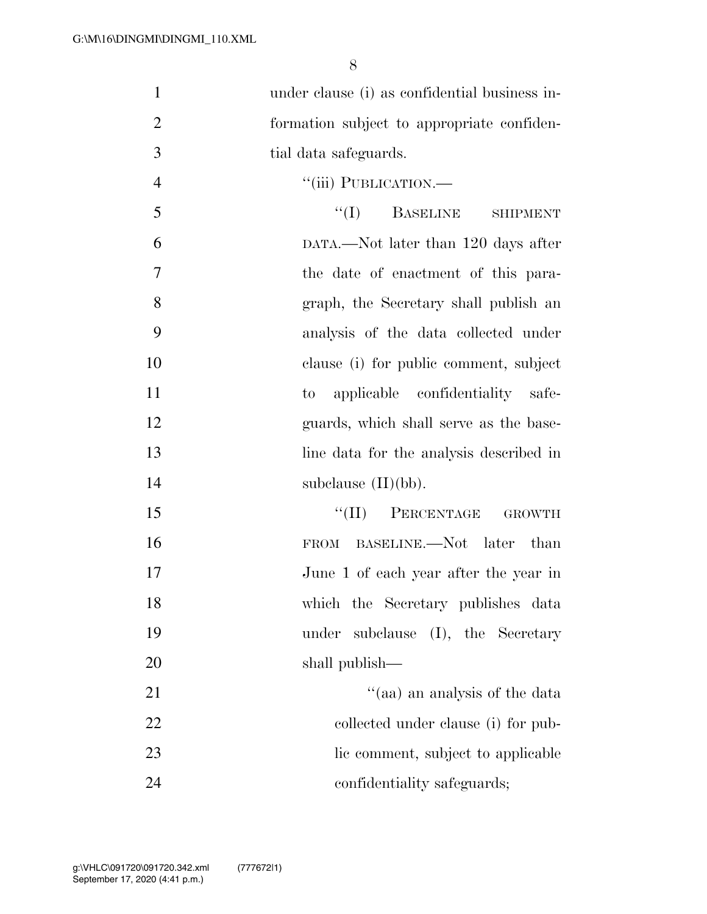under clause (i) as confidential business information subject to appropriate confidential data safeguards.

"(iii) PUBLICATION.—

"(I) BASELINE SHIPMENT DATA.—Not later than 120 days after the date of enactment of this paragraph, the Secretary shall publish an analysis of the data collected under clause (i) for public comment, subject to applicable confidentiality safeguards, which shall serve as the baseline data for the analysis described in subclause (II)(bb).

"(II) PERCENTAGE GROWTH FROM BASELINE.—Not later than June 1 of each year after the year in which the Secretary publishes data under subclause (I), the Secretary shall publish—

"(aa) an analysis of the data collected under clause (i) for public comment, subject to applicable confidentiality safeguards;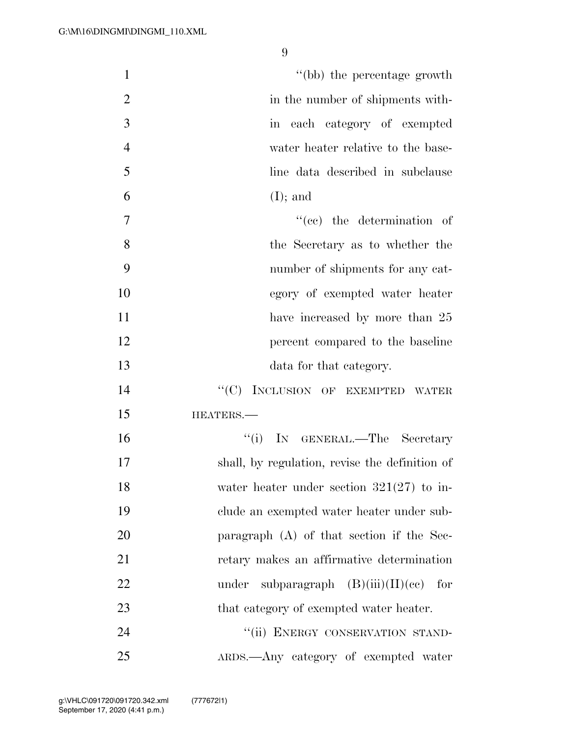''(bb) the percentage growth in the number of shipments within each category of exempted water heater relative to the baseline data described in subclause (I); and

''(cc) the determination of the Secretary as to whether the number of shipments for any category of exempted water heater have increased by more than 25 percent compared to the baseline data for that category.

''(C) INCLUSION OF EXEMPTED WATER HEATERS.—

''(i) IN GENERAL.—The Secretary shall, by regulation, revise the definition of water heater under section 321(27) to include an exempted water heater under subparagraph (A) of that section if the Secretary makes an affirmative determination under subparagraph (B)(iii)(II)(cc) for that category of exempted water heater.

''(ii) ENERGY CONSERVATION STANDARDS.—Any category of exempted water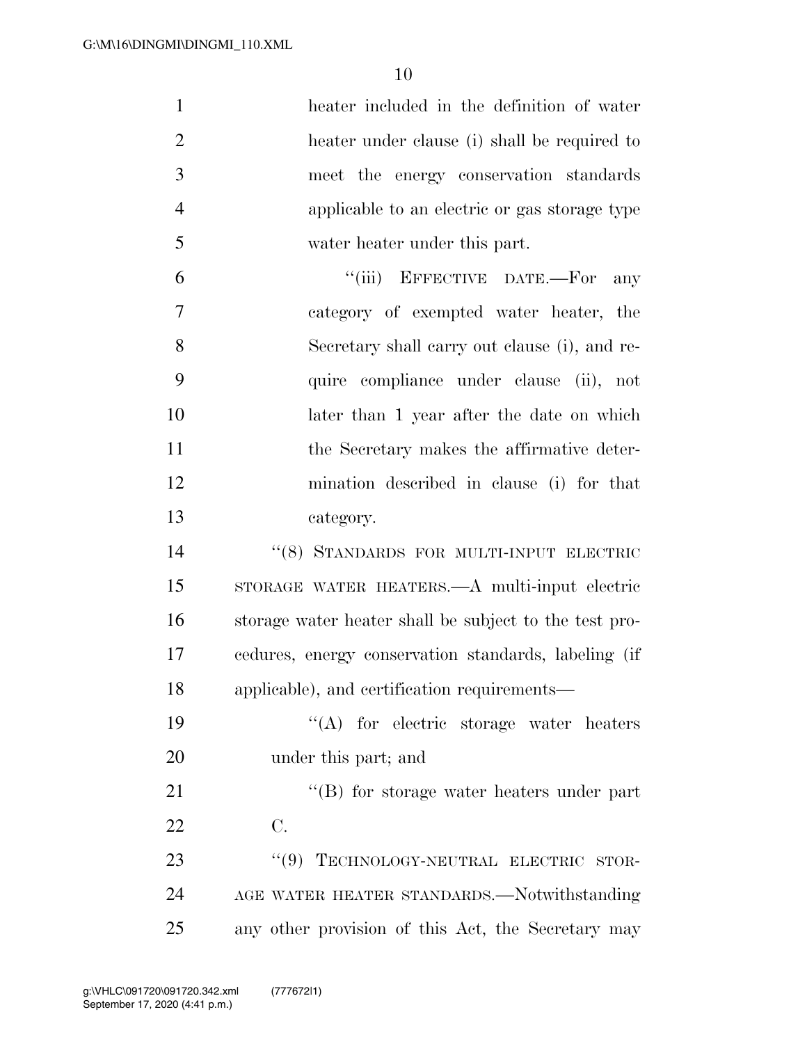heater included in the definition of water heater under clause (i) shall be required to meet the energy conservation standards applicable to an electric or gas storage type water heater under this part.

"(iii) EFFECTIVE DATE.—For any category of exempted water heater, the Secretary shall carry out clause (i), and require compliance under clause (ii), not later than 1 year after the date on which the Secretary makes the affirmative determination described in clause (i) for that category.

"(8) STANDARDS FOR MULTI-INPUT ELECTRIC STORAGE WATER HEATERS.—A multi-input electric storage water heater shall be subject to the test procedures, energy conservation standards, labeling (if applicable), and certification requirements—

"(A) for electric storage water heaters under this part; and

"(B) for storage water heaters under part C.

"(9) TECHNOLOGY-NEUTRAL ELECTRIC STORAGE WATER HEATER STANDARDS.—Notwithstanding any other provision of this Act, the Secretary may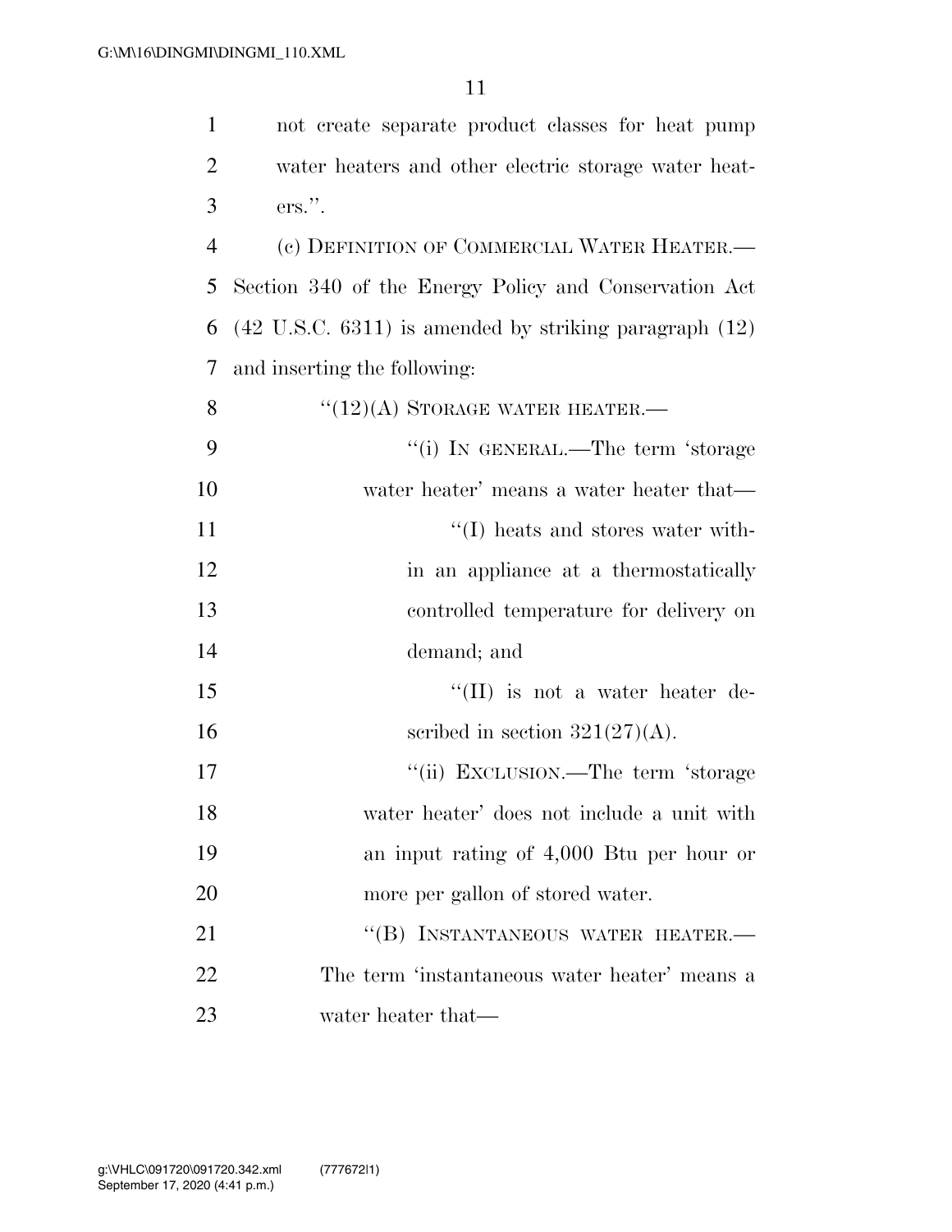not create separate product classes for heat pump water heaters and other electric storage water heaters.''.

(c) DEFINITION OF COMMERCIAL WATER HEATER.—Section 340 of the Energy Policy and Conservation Act (42 U.S.C. 6311) is amended by striking paragraph (12) and inserting the following:

''(12)(A) STORAGE WATER HEATER.—

''(i) IN GENERAL.—The term 'storage water heater' means a water heater that—

''(I) heats and stores water within an appliance at a thermostatically controlled temperature for delivery on demand; and

''(II) is not a water heater described in section 321(27)(A).

''(ii) EXCLUSION.—The term 'storage water heater' does not include a unit with an input rating of 4,000 Btu per hour or more per gallon of stored water.

''(B) INSTANTANEOUS WATER HEATER.—The term 'instantaneous water heater' means a water heater that—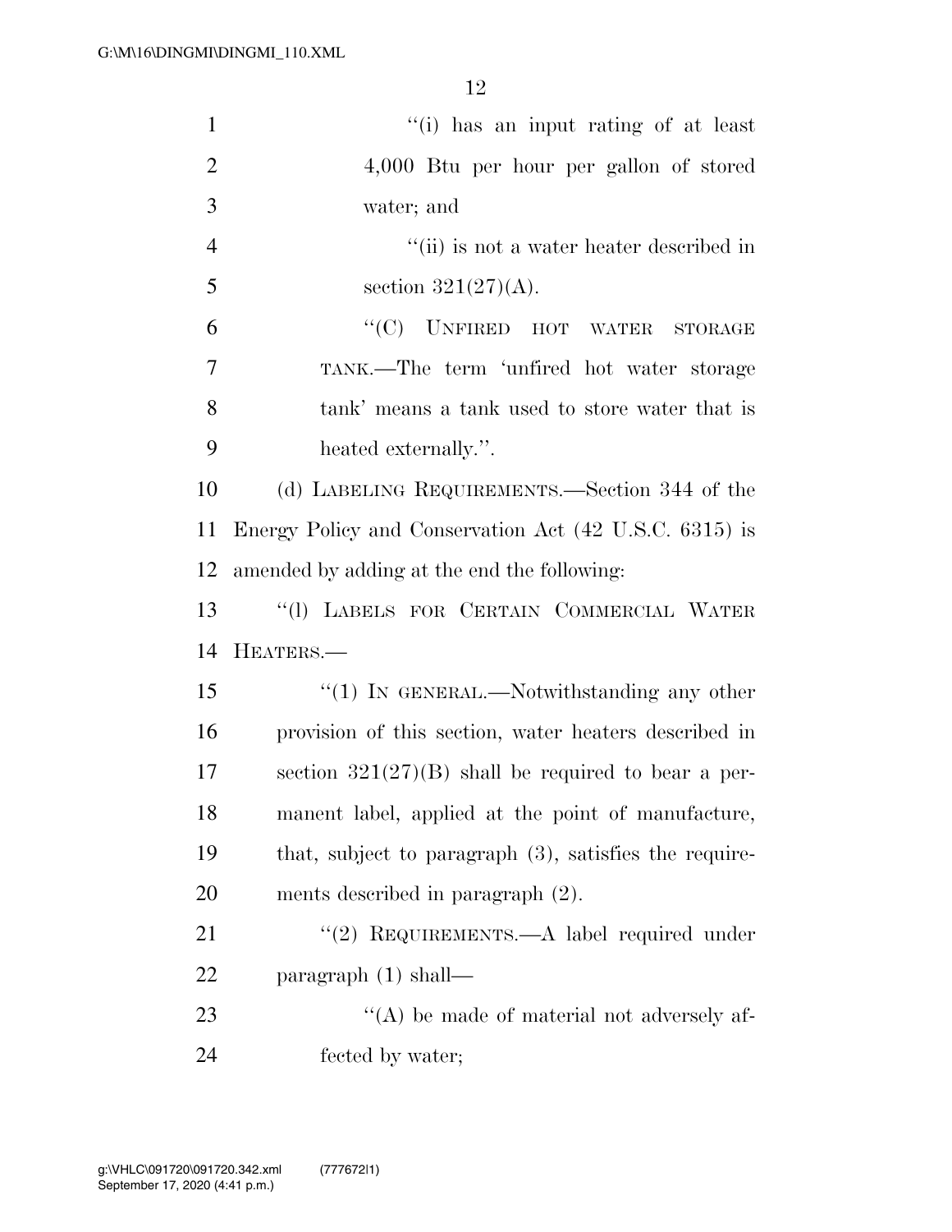"(i) has an input rating of at least 4,000 Btu per hour per gallon of stored water; and

"(ii) is not a water heater described in section 321(27)(A).

"(C) UNFIRED HOT WATER STORAGE TANK.—The term 'unfired hot water storage tank' means a tank used to store water that is heated externally.".

(d) LABELING REQUIREMENTS.—Section 344 of the Energy Policy and Conservation Act (42 U.S.C. 6315) is amended by adding at the end the following:

"(l) LABELS FOR CERTAIN COMMERCIAL WATER HEATERS.—

"(1) IN GENERAL.—Notwithstanding any other provision of this section, water heaters described in section 321(27)(B) shall be required to bear a permanent label, applied at the point of manufacture, that, subject to paragraph (3), satisfies the requirements described in paragraph (2).

"(2) REQUIREMENTS.—A label required under paragraph (1) shall—

"(A) be made of material not adversely affected by water;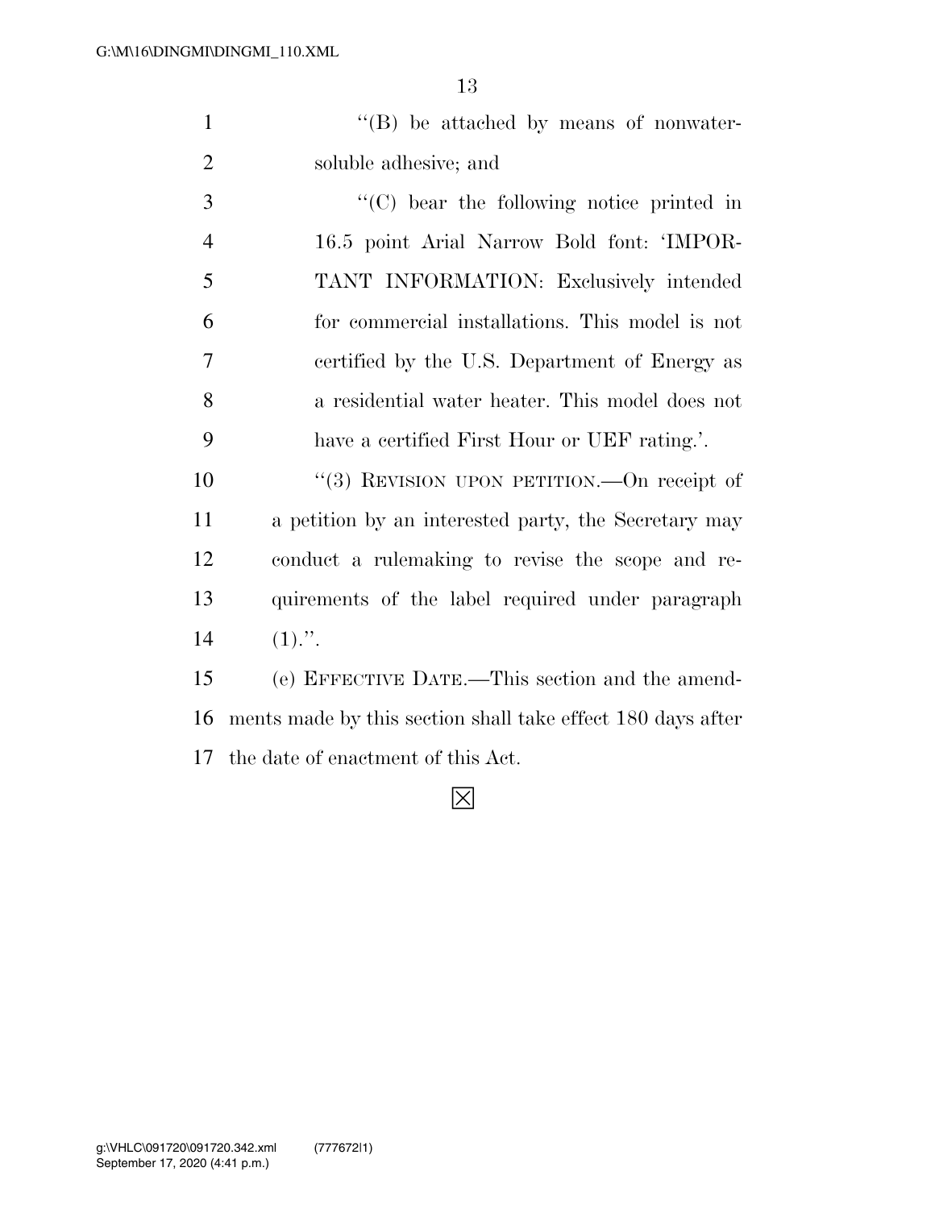''(B) be attached by means of nonwater-soluble adhesive; and

''(C) bear the following notice printed in 16.5 point Arial Narrow Bold font: 'IMPORTANT INFORMATION: Exclusively intended for commercial installations. This model is not certified by the U.S. Department of Energy as a residential water heater. This model does not have a certified First Hour or UEF rating.'.

''(3) REVISION UPON PETITION.—On receipt of a petition by an interested party, the Secretary may conduct a rulemaking to revise the scope and requirements of the label required under paragraph (1).''.

(e) EFFECTIVE DATE.—This section and the amendments made by this section shall take effect 180 days after the date of enactment of this Act.